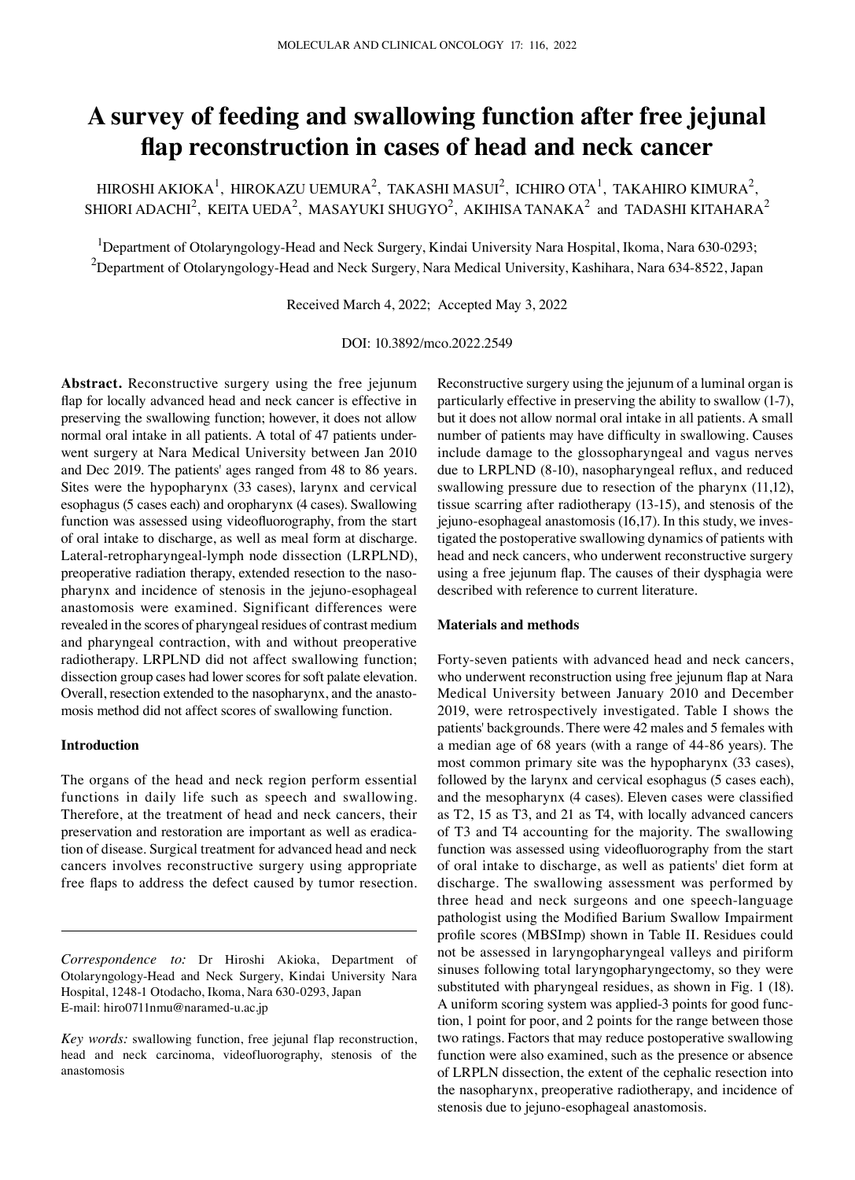# A survey of feeding and swallowing function after free jejunal flap reconstruction in cases of head and neck cancer

HIROSHI AKIOKA[1], HIROKAZU UEMURA[2], TAKASHI MASUI[2], ICHIRO OTA[1], TAKAHIRO KIMURA[2], SHIORI ADACHI[2], KEITA UEDA[2], MASAYUKI SHUGYO[2], AKIHISA TANAKA[2] and TADASHI KITAHARA[2]

[1]Department of Otolaryngology-Head and Neck Surgery, Kindai University Nara Hospital, Ikoma, Nara 630-0293; [2]Department of Otolaryngology-Head and Neck Surgery, Nara Medical University, Kashihara, Nara 634-8522, Japan

Received March 4, 2022; Accepted May 3, 2022

DOI: 10.3892/mco.2022.2549

**Abstract.** Reconstructive surgery using the free jejunum flap for locally advanced head and neck cancer is effective in preserving the swallowing function; however, it does not allow normal oral intake in all patients. A total of 47 patients underwent surgery at Nara Medical University between Jan 2010 and Dec 2019. The patients' ages ranged from 48 to 86 years. Sites were the hypopharynx (33 cases), larynx and cervical esophagus (5 cases each) and oropharynx (4 cases). Swallowing function was assessed using videofluorography, from the start of oral intake to discharge, as well as meal form at discharge. Lateral-retropharyngeal-lymph node dissection (LRPLND), preoperative radiation therapy, extended resection to the nasopharynx and incidence of stenosis in the jejuno-esophageal anastomosis were examined. Significant differences were revealed in the scores of pharyngeal residues of contrast medium and pharyngeal contraction, with and without preoperative radiotherapy. LRPLND did not affect swallowing function; dissection group cases had lower scores for soft palate elevation. Overall, resection extended to the nasopharynx, and the anastomosis method did not affect scores of swallowing function.

*Correspondence to:* Dr Hiroshi Akioka, Department of Otolaryngology-Head and Neck Surgery, Kindai University Nara Hospital, 1248-1 Otodacho, Ikoma, Nara 630-0293, Japan
E-mail: hiro0711nmu@naramed-u.ac.jp

*Key words:* swallowing function, free jejunal flap reconstruction, head and neck carcinoma, videofluorography, stenosis of the anastomosis

## Introduction

The organs of the head and neck region perform essential functions in daily life such as speech and swallowing. Therefore, at the treatment of head and neck cancers, their preservation and restoration are important as well as eradication of disease. Surgical treatment for advanced head and neck cancers involves reconstructive surgery using appropriate free flaps to address the defect caused by tumor resection. Reconstructive surgery using the jejunum of a luminal organ is particularly effective in preserving the ability to swallow (1-7), but it does not allow normal oral intake in all patients. A small number of patients may have difficulty in swallowing. Causes include damage to the glossopharyngeal and vagus nerves due to LRPLND (8-10), nasopharyngeal reflux, and reduced swallowing pressure due to resection of the pharynx (11,12), tissue scarring after radiotherapy (13-15), and stenosis of the jejuno-esophageal anastomosis (16,17). In this study, we investigated the postoperative swallowing dynamics of patients with head and neck cancers, who underwent reconstructive surgery using a free jejunum flap. The causes of their dysphagia were described with reference to current literature.

## Materials and methods

Forty-seven patients with advanced head and neck cancers, who underwent reconstruction using free jejunum flap at Nara Medical University between January 2010 and December 2019, were retrospectively investigated. Table I shows the patients' backgrounds. There were 42 males and 5 females with a median age of 68 years (with a range of 44-86 years). The most common primary site was the hypopharynx (33 cases), followed by the larynx and cervical esophagus (5 cases each), and the mesopharynx (4 cases). Eleven cases were classified as T2, 15 as T3, and 21 as T4, with locally advanced cancers of T3 and T4 accounting for the majority. The swallowing function was assessed using videofluorography from the start of oral intake to discharge, as well as patients' diet form at discharge. The swallowing assessment was performed by three head and neck surgeons and one speech-language pathologist using the Modified Barium Swallow Impairment profile scores (MBSImp) shown in Table II. Residues could not be assessed in laryngopharyngeal valleys and piriform sinuses following total laryngopharyngectomy, so they were substituted with pharyngeal residues, as shown in Fig. 1 (18). A uniform scoring system was applied-3 points for good function, 1 point for poor, and 2 points for the range between those two ratings. Factors that may reduce postoperative swallowing function were also examined, such as the presence or absence of LRPLN dissection, the extent of the cephalic resection into the nasopharynx, preoperative radiotherapy, and incidence of stenosis due to jejuno-esophageal anastomosis.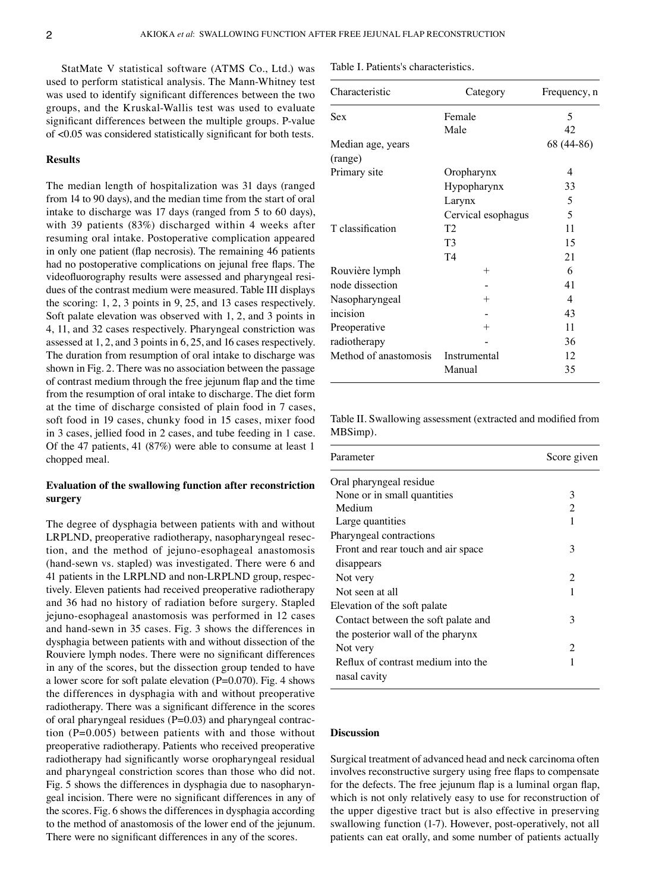StatMate V statistical software (ATMS Co., Ltd.) was used to perform statistical analysis. The Mann-Whitney test was used to identify significant differences between the two groups, and the Kruskal-Wallis test was used to evaluate significant differences between the multiple groups. P-value of <0.05 was considered statistically significant for both tests.

## Results

The median length of hospitalization was 31 days (ranged from 14 to 90 days), and the median time from the start of oral intake to discharge was 17 days (ranged from 5 to 60 days), with 39 patients (83%) discharged within 4 weeks after resuming oral intake. Postoperative complication appeared in only one patient (flap necrosis). The remaining 46 patients had no postoperative complications on jejunal free flaps. The videofluorography results were assessed and pharyngeal residues of the contrast medium were measured. Table III displays the scoring: 1, 2, 3 points in 9, 25, and 13 cases respectively. Soft palate elevation was observed with 1, 2, and 3 points in 4, 11, and 32 cases respectively. Pharyngeal constriction was assessed at 1, 2, and 3 points in 6, 25, and 16 cases respectively. The duration from resumption of oral intake to discharge was shown in Fig. 2. There was no association between the passage of contrast medium through the free jejunum flap and the time from the resumption of oral intake to discharge. The diet form at the time of discharge consisted of plain food in 7 cases, soft food in 19 cases, chunky food in 15 cases, mixer food in 3 cases, jellied food in 2 cases, and tube feeding in 1 case. Of the 47 patients, 41 (87%) were able to consume at least 1 chopped meal.

### Evaluation of the swallowing function after reconstriction surgery

The degree of dysphagia between patients with and without LRPLND, preoperative radiotherapy, nasopharyngeal resection, and the method of jejuno-esophageal anastomosis (hand-sewn vs. stapled) was investigated. There were 6 and 41 patients in the LRPLND and non-LRPLND group, respectively. Eleven patients had received preoperative radiotherapy and 36 had no history of radiation before surgery. Stapled jejuno-esophageal anastomosis was performed in 12 cases and hand-sewn in 35 cases. Fig. 3 shows the differences in dysphagia between patients with and without dissection of the Rouviere lymph nodes. There were no significant differences in any of the scores, but the dissection group tended to have a lower score for soft palate elevation (P=0.070). Fig. 4 shows the differences in dysphagia with and without preoperative radiotherapy. There was a significant difference in the scores of oral pharyngeal residues (P=0.03) and pharyngeal contraction (P=0.005) between patients with and those without preoperative radiotherapy. Patients who received preoperative radiotherapy had significantly worse oropharyngeal residual and pharyngeal constriction scores than those who did not. Fig. 5 shows the differences in dysphagia due to nasopharyngeal incision. There were no significant differences in any of the scores. Fig. 6 shows the differences in dysphagia according to the method of anastomosis of the lower end of the jejunum. There were no significant differences in any of the scores.

Table I. Patients's characteristics.

| Characteristic | Category | Frequency, n |
|---|---|---|
| Sex | Female | 5 |
| | Male | 42 |
| Median age, years (range) | | 68 (44-86) |
| Primary site | Oropharynx | 4 |
| | Hypopharynx | 33 |
| | Larynx | 5 |
| | Cervical esophagus | 5 |
| T classification | T2 | 11 |
| | T3 | 15 |
| | T4 | 21 |
| Rouvière lymph node dissection | + | 6 |
| | - | 41 |
| Nasopharyngeal incision | + | 4 |
| | - | 43 |
| Preoperative radiotherapy | + | 11 |
| | - | 36 |
| Method of anastomosis | Instrumental | 12 |
| | Manual | 35 |

Table II. Swallowing assessment (extracted and modified from MBSimp).

| Parameter | Score given |
|---|---|
| Oral pharyngeal residue | |
| None or in small quantities | 3 |
| Medium | 2 |
| Large quantities | 1 |
| Pharyngeal contractions | |
| Front and rear touch and air space disappears | 3 |
| Not very | 2 |
| Not seen at all | 1 |
| Elevation of the soft palate | |
| Contact between the soft palate and the posterior wall of the pharynx | 3 |
| Not very | 2 |
| Reflux of contrast medium into the nasal cavity | 1 |

## Discussion

Surgical treatment of advanced head and neck carcinoma often involves reconstructive surgery using free flaps to compensate for the defects. The free jejunum flap is a luminal organ flap, which is not only relatively easy to use for reconstruction of the upper digestive tract but is also effective in preserving swallowing function (1-7). However, post-operatively, not all patients can eat orally, and some number of patients actually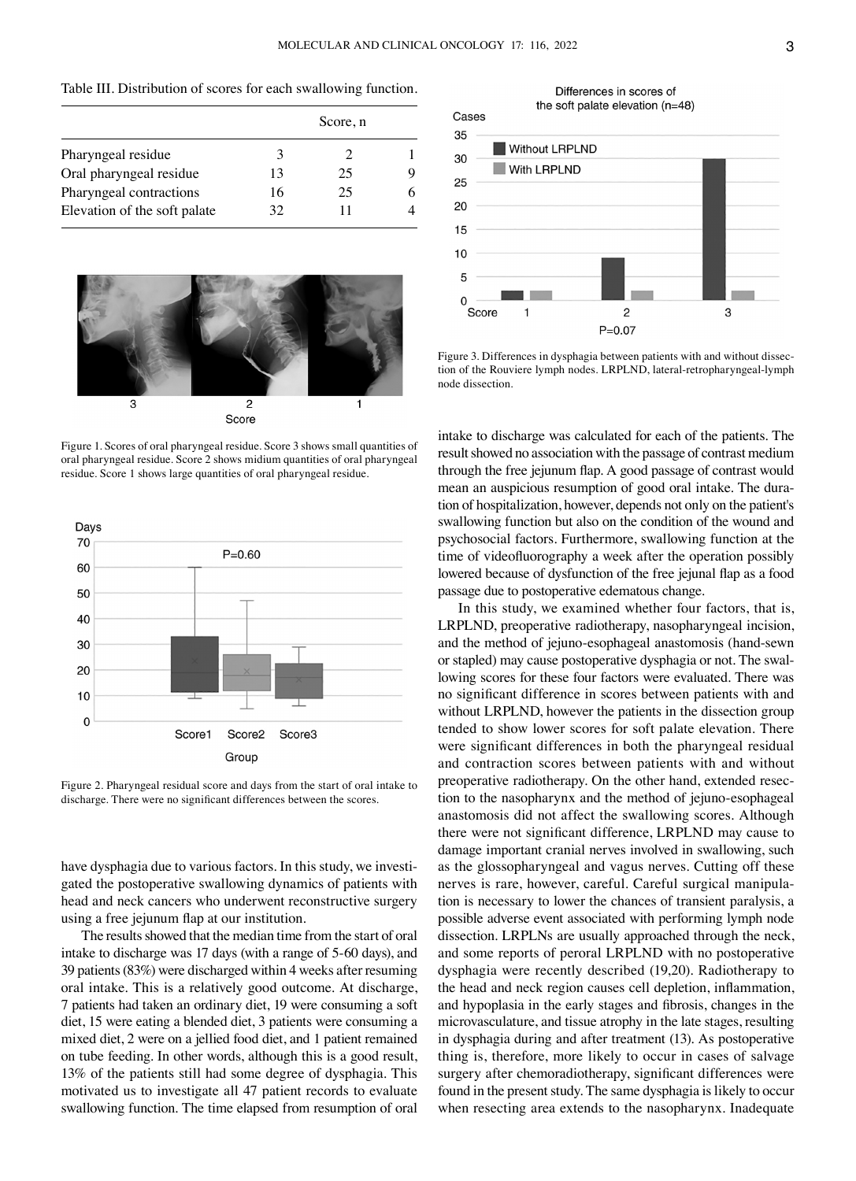Table III. Distribution of scores for each swallowing function.

| | Score, n | | |
|---|---|---|---|
| | 3 | 2 | 1 |
| Pharyngeal residue | | | |
| Oral pharyngeal residue | 13 | 25 | 9 |
| Pharyngeal contractions | 16 | 25 | 6 |
| Elevation of the soft palate | 32 | 11 | 4 |

Figure 1. Scores of oral pharyngeal residue. Score 3 shows small quantities of oral pharyngeal residue. Score 2 shows midium quantities of oral pharyngeal residue. Score 1 shows large quantities of oral pharyngeal residue.

Figure 2. Pharyngeal residual score and days from the start of oral intake to discharge. There were no significant differences between the scores.

Figure 3. Differences in dysphagia between patients with and without dissection of the Rouviere lymph nodes. LRPLND, lateral-retropharyngeal-lymph node dissection.

have dysphagia due to various factors. In this study, we investigated the postoperative swallowing dynamics of patients with head and neck cancers who underwent reconstructive surgery using a free jejunum flap at our institution.

The results showed that the median time from the start of oral intake to discharge was 17 days (with a range of 5-60 days), and 39 patients (83%) were discharged within 4 weeks after resuming oral intake. This is a relatively good outcome. At discharge, 7 patients had taken an ordinary diet, 19 were consuming a soft diet, 15 were eating a blended diet, 3 patients were consuming a mixed diet, 2 were on a jellied food diet, and 1 patient remained on tube feeding. In other words, although this is a good result, 13% of the patients still had some degree of dysphagia. This motivated us to investigate all 47 patient records to evaluate swallowing function. The time elapsed from resumption of oral intake to discharge was calculated for each of the patients. The result showed no association with the passage of contrast medium through the free jejunum flap. A good passage of contrast would mean an auspicious resumption of good oral intake. The duration of hospitalization, however, depends not only on the patient's swallowing function but also on the condition of the wound and psychosocial factors. Furthermore, swallowing function at the time of videofluorography a week after the operation possibly lowered because of dysfunction of the free jejunal flap as a food passage due to postoperative edematous change.

In this study, we examined whether four factors, that is, LRPLND, preoperative radiotherapy, nasopharyngeal incision, and the method of jejuno-esophageal anastomosis (hand-sewn or stapled) may cause postoperative dysphagia or not. The swallowing scores for these four factors were evaluated. There was no significant difference in scores between patients with and without LRPLND, however the patients in the dissection group tended to show lower scores for soft palate elevation. There were significant differences in both the pharyngeal residual and contraction scores between patients with and without preoperative radiotherapy. On the other hand, extended resection to the nasopharynx and the method of jejuno-esophageal anastomosis did not affect the swallowing scores. Although there were not significant difference, LRPLND may cause to damage important cranial nerves involved in swallowing, such as the glossopharyngeal and vagus nerves. Cutting off these nerves is rare, however, careful. Careful surgical manipulation is necessary to lower the chances of transient paralysis, a possible adverse event associated with performing lymph node dissection. LRPLNs are usually approached through the neck, and some reports of peroral LRPLND with no postoperative dysphagia were recently described (19,20). Radiotherapy to the head and neck region causes cell depletion, inflammation, and hypoplasia in the early stages and fibrosis, changes in the microvasculature, and tissue atrophy in the late stages, resulting in dysphagia during and after treatment (13). As postoperative thing is, therefore, more likely to occur in cases of salvage surgery after chemoradiotherapy, significant differences were found in the present study. The same dysphagia is likely to occur when resecting area extends to the nasopharynx. Inadequate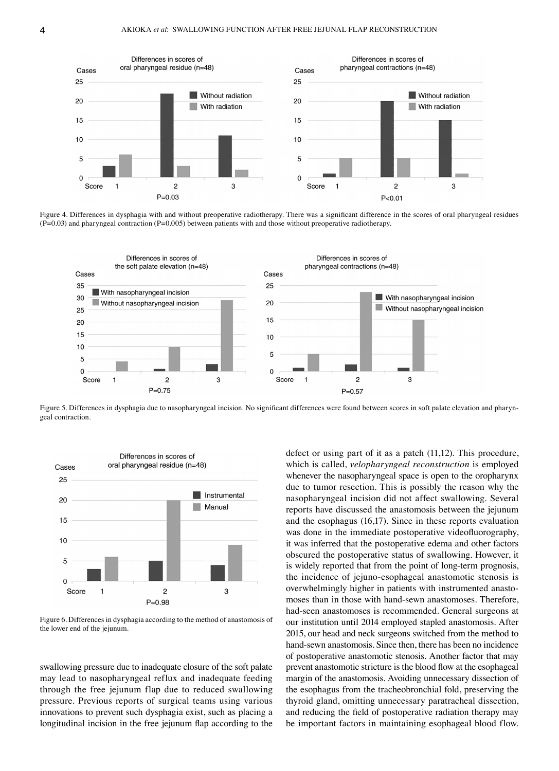Figure 4. Differences in dysphagia with and without preoperative radiotherapy. There was a significant difference in the scores of oral pharyngeal residues (P=0.03) and pharyngeal contraction (P=0.005) between patients with and those without preoperative radiotherapy.

Figure 5. Differences in dysphagia due to nasopharyngeal incision. No significant differences were found between scores in soft palate elevation and pharyngeal contraction.

Figure 6. Differences in dysphagia according to the method of anastomosis of the lower end of the jejunum.

swallowing pressure due to inadequate closure of the soft palate may lead to nasopharyngeal reflux and inadequate feeding through the free jejunum flap due to reduced swallowing pressure. Previous reports of surgical teams using various innovations to prevent such dysphagia exist, such as placing a longitudinal incision in the free jejunum flap according to the defect or using part of it as a patch (11,12). This procedure, which is called, *velopharyngeal reconstruction* is employed whenever the nasopharyngeal space is open to the oropharynx due to tumor resection. This is possibly the reason why the nasopharyngeal incision did not affect swallowing. Several reports have discussed the anastomosis between the jejunum and the esophagus (16,17). Since in these reports evaluation was done in the immediate postoperative videofluorography, it was inferred that the postoperative edema and other factors obscured the postoperative status of swallowing. However, it is widely reported that from the point of long-term prognosis, the incidence of jejuno-esophageal anastomotic stenosis is overwhelmingly higher in patients with instrumented anastomoses than in those with hand-sewn anastomoses. Therefore, had-seen anastomoses is recommended. General surgeons at our institution until 2014 employed stapled anastomosis. After 2015, our head and neck surgeons switched from the method to hand-sewn anastomosis. Since then, there has been no incidence of postoperative anastomotic stenosis. Another factor that may prevent anastomotic stricture is the blood flow at the esophageal margin of the anastomosis. Avoiding unnecessary dissection of the esophagus from the tracheobronchial fold, preserving the thyroid gland, omitting unnecessary paratracheal dissection, and reducing the field of postoperative radiation therapy may be important factors in maintaining esophageal blood flow.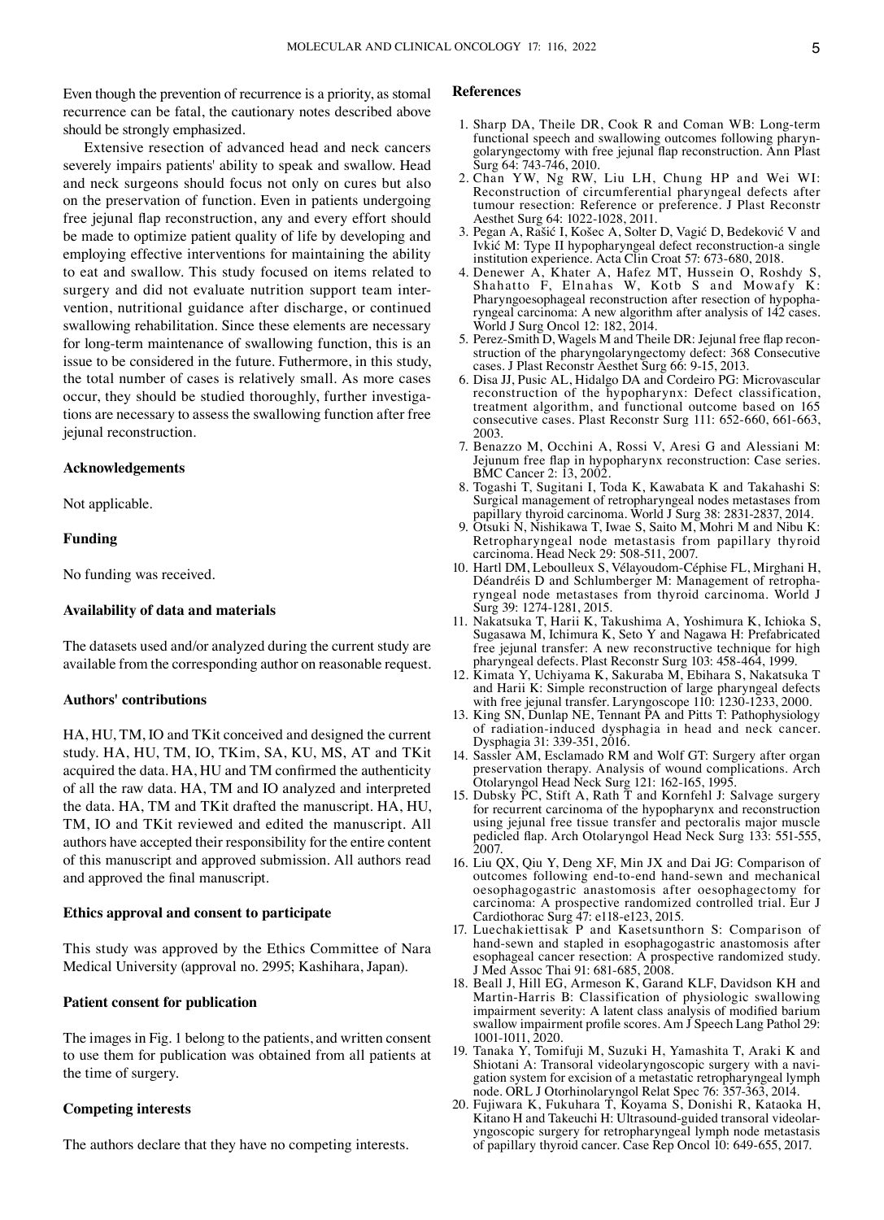Even though the prevention of recurrence is a priority, as stomal recurrence can be fatal, the cautionary notes described above should be strongly emphasized.

Extensive resection of advanced head and neck cancers severely impairs patients' ability to speak and swallow. Head and neck surgeons should focus not only on cures but also on the preservation of function. Even in patients undergoing free jejunal flap reconstruction, any and every effort should be made to optimize patient quality of life by developing and employing effective interventions for maintaining the ability to eat and swallow. This study focused on items related to surgery and did not evaluate nutrition support team intervention, nutritional guidance after discharge, or continued swallowing rehabilitation. Since these elements are necessary for long-term maintenance of swallowing function, this is an issue to be considered in the future. Futhermore, in this study, the total number of cases is relatively small. As more cases occur, they should be studied thoroughly, further investigations are necessary to assess the swallowing function after free jejunal reconstruction.

## Acknowledgements

Not applicable.

## Funding

No funding was received.

## Availability of data and materials

The datasets used and/or analyzed during the current study are available from the corresponding author on reasonable request.

## Authors' contributions

HA, HU, TM, IO and TKit conceived and designed the current study. HA, HU, TM, IO, TKim, SA, KU, MS, AT and TKit acquired the data. HA, HU and TM confirmed the authenticity of all the raw data. HA, TM and IO analyzed and interpreted the data. HA, TM and TKit drafted the manuscript. HA, HU, TM, IO and TKit reviewed and edited the manuscript. All authors have accepted their responsibility for the entire content of this manuscript and approved submission. All authors read and approved the final manuscript.

## Ethics approval and consent to participate

This study was approved by the Ethics Committee of Nara Medical University (approval no. 2995; Kashihara, Japan).

## Patient consent for publication

The images in Fig. 1 belong to the patients, and written consent to use them for publication was obtained from all patients at the time of surgery.

## Competing interests

The authors declare that they have no competing interests.

## References

1. Sharp DA, Theile DR, Cook R and Coman WB: Long-term functional speech and swallowing outcomes following pharyngolaryngectomy with free jejunal flap reconstruction. Ann Plast Surg 64: 743-746, 2010.
2. Chan YW, Ng RW, Liu LH, Chung HP and Wei WI: Reconstruction of circumferential pharyngeal defects after tumour resection: Reference or preference. J Plast Reconstr Aesthet Surg 64: 1022-1028, 2011.
3. Pegan A, Rašić I, Košec A, Solter D, Vagić D, Bedeković V and Ivkić M: Type II hypopharyngeal defect reconstruction-a single institution experience. Acta Clin Croat 57: 673-680, 2018.
4. Denewer A, Khater A, Hafez MT, Hussein O, Roshdy S, Shahatto F, Elnahas W, Kotb S and Mowafy K: Pharyngoesophageal reconstruction after resection of hypopharyngeal carcinoma: A new algorithm after analysis of 142 cases. World J Surg Oncol 12: 182, 2014.
5. Perez-Smith D, Wagels M and Theile DR: Jejunal free flap reconstruction of the pharyngolaryngectomy defect: 368 Consecutive cases. J Plast Reconstr Aesthet Surg 66: 9-15, 2013.
6. Disa JJ, Pusic AL, Hidalgo DA and Cordeiro PG: Microvascular reconstruction of the hypopharynx: Defect classification, treatment algorithm, and functional outcome based on 165 consecutive cases. Plast Reconstr Surg 111: 652-660, 661-663, 2003.
7. Benazzo M, Occhini A, Rossi V, Aresi G and Alessiani M: Jejunum free flap in hypopharynx reconstruction: Case series. BMC Cancer 2: 13, 2002.
8. Togashi T, Sugitani I, Toda K, Kawabata K and Takahashi S: Surgical management of retropharyngeal nodes metastases from papillary thyroid carcinoma. World J Surg 38: 2831-2837, 2014.
9. Otsuki N, Nishikawa T, Iwae S, Saito M, Mohri M and Nibu K: Retropharyngeal node metastasis from papillary thyroid carcinoma. Head Neck 29: 508-511, 2007.
10. Hartl DM, Leboulleux S, Vélayoudom-Céphise FL, Mirghani H, Déandréis D and Schlumberger M: Management of retropharyngeal node metastases from thyroid carcinoma. World J Surg 39: 1274-1281, 2015.
11. Nakatsuka T, Harii K, Takushima A, Yoshimura K, Ichioka S, Sugasawa M, Ichimura K, Seto Y and Nagawa H: Prefabricated free jejunal transfer: A new reconstructive technique for high pharyngeal defects. Plast Reconstr Surg 103: 458-464, 1999.
12. Kimata Y, Uchiyama K, Sakuraba M, Ebihara S, Nakatsuka T and Harii K: Simple reconstruction of large pharyngeal defects with free jejunal transfer. Laryngoscope 110: 1230-1233, 2000.
13. King SN, Dunlap NE, Tennant PA and Pitts T: Pathophysiology of radiation-induced dysphagia in head and neck cancer. Dysphagia 31: 339-351, 2016.
14. Sassler AM, Esclamado RM and Wolf GT: Surgery after organ preservation therapy. Analysis of wound complications. Arch Otolaryngol Head Neck Surg 121: 162-165, 1995.
15. Dubsky PC, Stift A, Rath T and Kornfehl J: Salvage surgery for recurrent carcinoma of the hypopharynx and reconstruction using jejunal free tissue transfer and pectoralis major muscle pedicled flap. Arch Otolaryngol Head Neck Surg 133: 551-555, 2007.
16. Liu QX, Qiu Y, Deng XF, Min JX and Dai JG: Comparison of outcomes following end-to-end hand-sewn and mechanical oesophagogastric anastomosis after oesophagectomy for carcinoma: A prospective randomized controlled trial. Eur J Cardiothorac Surg 47: e118-e123, 2015.
17. Luechakiettisak P and Kasetsunthorn S: Comparison of hand-sewn and stapled in esophagogastric anastomosis after esophageal cancer resection: A prospective randomized study. J Med Assoc Thai 91: 681-685, 2008.
18. Beall J, Hill EG, Armeson K, Garand KLF, Davidson KH and Martin-Harris B: Classification of physiologic swallowing impairment severity: A latent class analysis of modified barium swallow impairment profile scores. Am J Speech Lang Pathol 29: 1001-1011, 2020.
19. Tanaka Y, Tomifuji M, Suzuki H, Yamashita T, Araki K and Shiotani A: Transoral videolaryngoscopic surgery with a navigation system for excision of a metastatic retropharyngeal lymph node. ORL J Otorhinolaryngol Relat Spec 76: 357-363, 2014.
20. Fujiwara K, Fukuhara T, Koyama S, Donishi R, Kataoka H, Kitano H and Takeuchi H: Ultrasound-guided transoral videolaryngoscopic surgery for retropharyngeal lymph node metastasis of papillary thyroid cancer. Case Rep Oncol 10: 649-655, 2017.